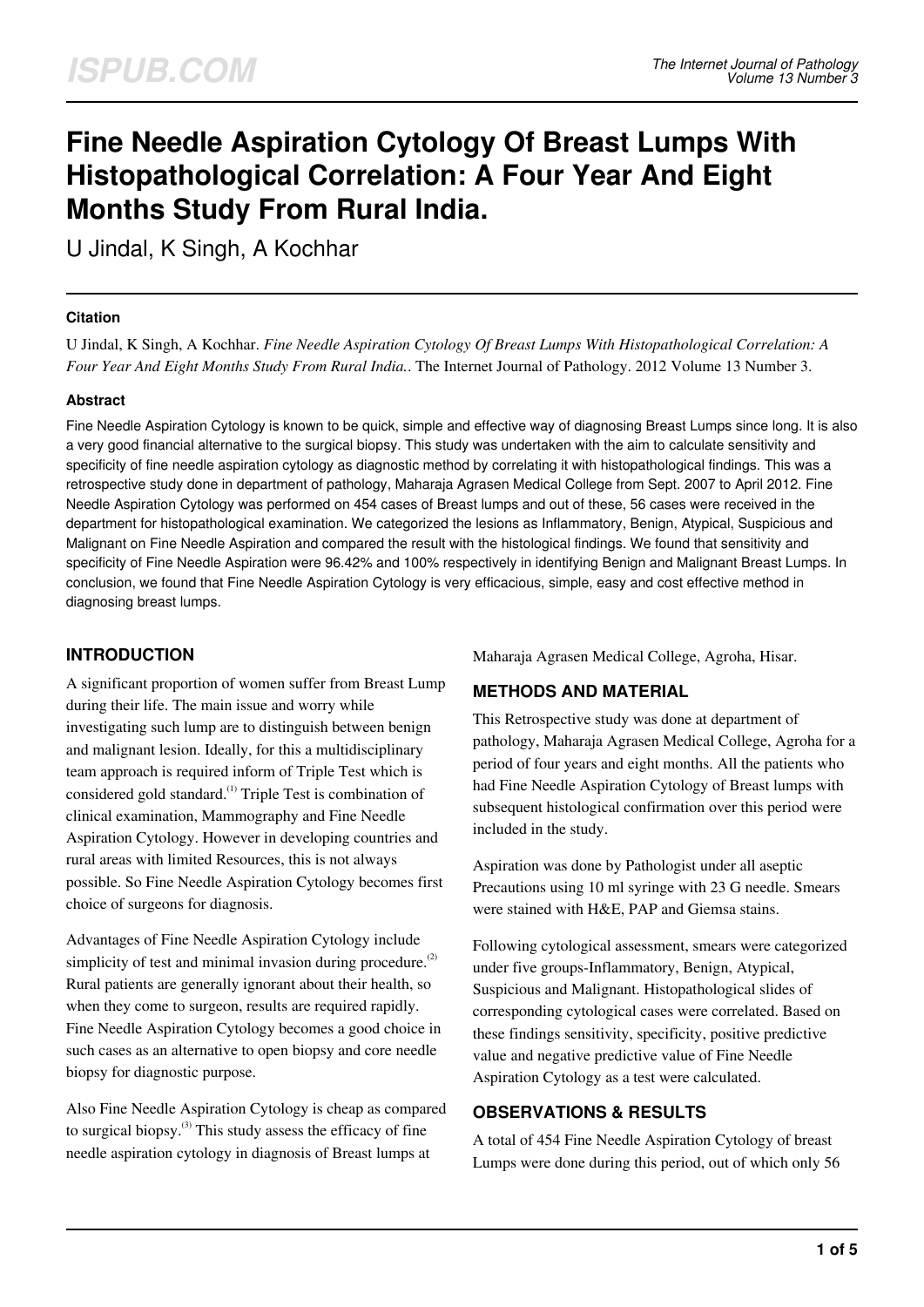# Fine Needle Aspiration Cytology Of Breast Lumps With Histopathological Correlation: A Four Year And Eight Months Study From Rural India.

U Jindal, K Singh, A Kochhar

### Citation

U Jindal, K Singh, A Kochhar. *Fine Needle Aspiration Cytology Of Breast Lumps With Histopathological Correlation: A Four Year And Eight Months Study From Rural India.*. The Internet Journal of Pathology. 2012 Volume 13 Number 3.

### Abstract

Fine Needle Aspiration Cytology is known to be quick, simple and effective way of diagnosing Breast Lumps since long. It is also a very good financial alternative to the surgical biopsy. This study was undertaken with the aim to calculate sensitivity and specificity of fine needle aspiration cytology as diagnostic method by correlating it with histopathological findings. This was a retrospective study done in department of pathology, Maharaja Agrasen Medical College from Sept. 2007 to April 2012. Fine Needle Aspiration Cytology was performed on 454 cases of Breast lumps and out of these, 56 cases were received in the department for histopathological examination. We categorized the lesions as Inflammatory, Benign, Atypical, Suspicious and Malignant on Fine Needle Aspiration and compared the result with the histological findings. We found that sensitivity and specificity of Fine Needle Aspiration were 96.42% and 100% respectively in identifying Benign and Malignant Breast Lumps. In conclusion, we found that Fine Needle Aspiration Cytology is very efficacious, simple, easy and cost effective method in diagnosing breast lumps.

## INTRODUCTION

A significant proportion of women suffer from Breast Lump during their life. The main issue and worry while investigating such lump are to distinguish between benign and malignant lesion. Ideally, for this a multidisciplinary team approach is required inform of Triple Test which is considered gold standard.[1] Triple Test is combination of clinical examination, Mammography and Fine Needle Aspiration Cytology. However in developing countries and rural areas with limited Resources, this is not always possible. So Fine Needle Aspiration Cytology becomes first choice of surgeons for diagnosis.

Advantages of Fine Needle Aspiration Cytology include simplicity of test and minimal invasion during procedure.[2] Rural patients are generally ignorant about their health, so when they come to surgeon, results are required rapidly. Fine Needle Aspiration Cytology becomes a good choice in such cases as an alternative to open biopsy and core needle biopsy for diagnostic purpose.

Also Fine Needle Aspiration Cytology is cheap as compared to surgical biopsy.[3] This study assess the efficacy of fine needle aspiration cytology in diagnosis of Breast lumps at Maharaja Agrasen Medical College, Agroha, Hisar.

## METHODS AND MATERIAL

This Retrospective study was done at department of pathology, Maharaja Agrasen Medical College, Agroha for a period of four years and eight months. All the patients who had Fine Needle Aspiration Cytology of Breast lumps with subsequent histological confirmation over this period were included in the study.

Aspiration was done by Pathologist under all aseptic Precautions using 10 ml syringe with 23 G needle. Smears were stained with H&E, PAP and Giemsa stains.

Following cytological assessment, smears were categorized under five groups-Inflammatory, Benign, Atypical, Suspicious and Malignant. Histopathological slides of corresponding cytological cases were correlated. Based on these findings sensitivity, specificity, positive predictive value and negative predictive value of Fine Needle Aspiration Cytology as a test were calculated.

## OBSERVATIONS & RESULTS

A total of 454 Fine Needle Aspiration Cytology of breast Lumps were done during this period, out of which only 56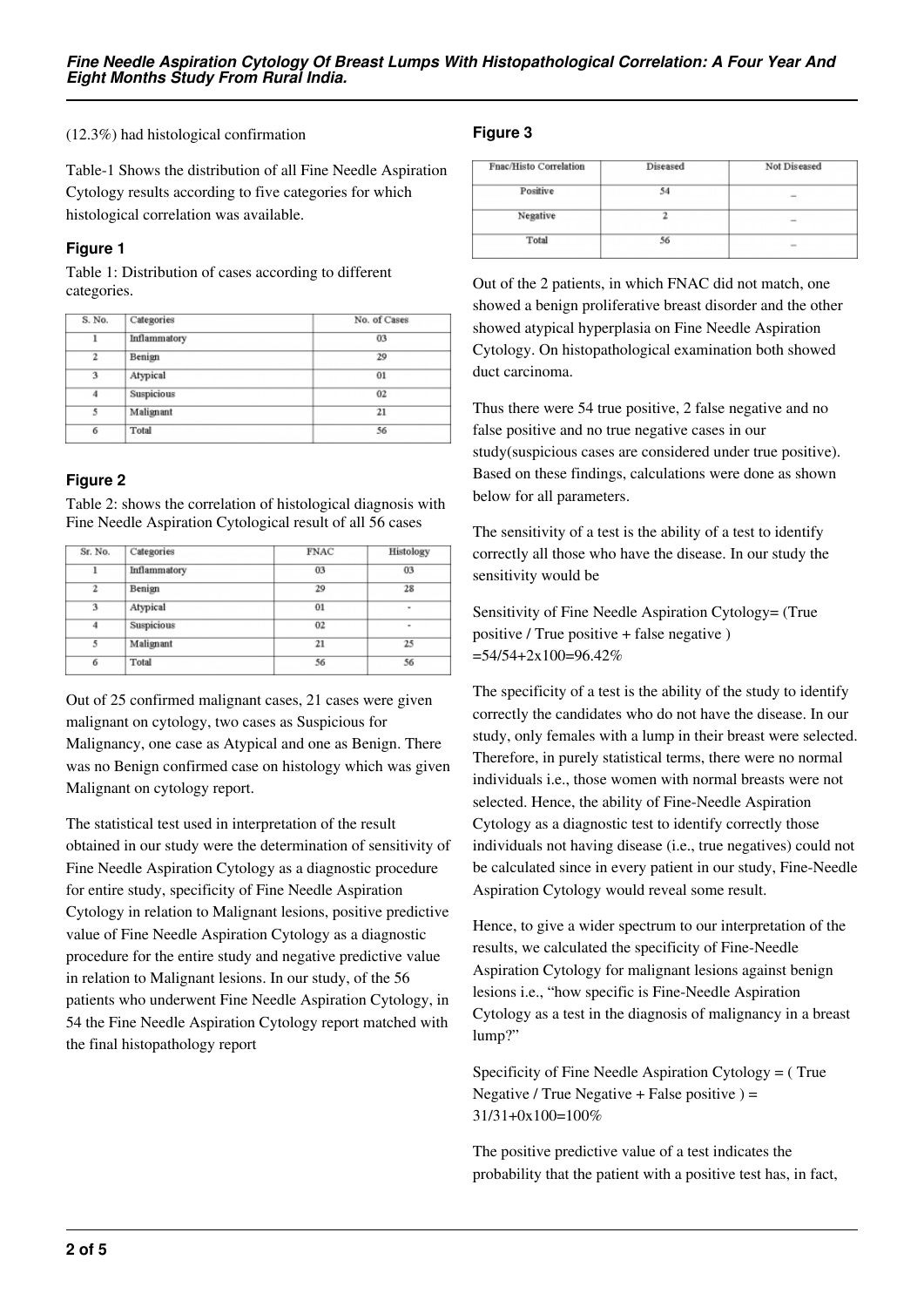(12.3%) had histological confirmation

Table-1 Shows the distribution of all Fine Needle Aspiration Cytology results according to five categories for which histological correlation was available.

### Figure 1

Table 1: Distribution of cases according to different categories.

| S. No. | Categories | No. of Cases |
|---|---|---|
| 1 | Inflammatory | 03 |
| 2 | Benign | 29 |
| 3 | Atypical | 01 |
| 4 | Suspicious | 02 |
| 5 | Malignant | 21 |
| 6 | Total | 56 |

### Figure 2

Table 2: shows the correlation of histological diagnosis with Fine Needle Aspiration Cytological result of all 56 cases

| Sr. No. | Categories | FNAC | Histology |
|---|---|---|---|
| 1 | Inflammatory | 03 | 03 |
| 2 | Benign | 29 | 28 |
| 3 | Atypical | 01 | - |
| 4 | Suspicious | 02 | - |
| 5 | Malignant | 21 | 25 |
| 6 | Total | 56 | 56 |

Out of 25 confirmed malignant cases, 21 cases were given malignant on cytology, two cases as Suspicious for Malignancy, one case as Atypical and one as Benign. There was no Benign confirmed case on histology which was given Malignant on cytology report.

The statistical test used in interpretation of the result obtained in our study were the determination of sensitivity of Fine Needle Aspiration Cytology as a diagnostic procedure for entire study, specificity of Fine Needle Aspiration Cytology in relation to Malignant lesions, positive predictive value of Fine Needle Aspiration Cytology as a diagnostic procedure for the entire study and negative predictive value in relation to Malignant lesions. In our study, of the 56 patients who underwent Fine Needle Aspiration Cytology, in 54 the Fine Needle Aspiration Cytology report matched with the final histopathology report

### Figure 3

| Fnac/Histo Correlation | Diseased | Not Diseased |
|---|---|---|
| Positive | 54 | – |
| Negative | 2 | – |
| Total | 56 | – |

Out of the 2 patients, in which FNAC did not match, one showed a benign proliferative breast disorder and the other showed atypical hyperplasia on Fine Needle Aspiration Cytology. On histopathological examination both showed duct carcinoma.

Thus there were 54 true positive, 2 false negative and no false positive and no true negative cases in our study(suspicious cases are considered under true positive). Based on these findings, calculations were done as shown below for all parameters.

The sensitivity of a test is the ability of a test to identify correctly all those who have the disease. In our study the sensitivity would be

Sensitivity of Fine Needle Aspiration Cytology= (True positive / True positive + false negative ) =54/54+2x100=96.42%

The specificity of a test is the ability of the study to identify correctly the candidates who do not have the disease. In our study, only females with a lump in their breast were selected. Therefore, in purely statistical terms, there were no normal individuals i.e., those women with normal breasts were not selected. Hence, the ability of Fine-Needle Aspiration Cytology as a diagnostic test to identify correctly those individuals not having disease (i.e., true negatives) could not be calculated since in every patient in our study, Fine-Needle Aspiration Cytology would reveal some result.

Hence, to give a wider spectrum to our interpretation of the results, we calculated the specificity of Fine-Needle Aspiration Cytology for malignant lesions against benign lesions i.e., "how specific is Fine-Needle Aspiration Cytology as a test in the diagnosis of malignancy in a breast lump?"

Specificity of Fine Needle Aspiration Cytology = ( True Negative / True Negative + False positive ) = 31/31+0x100=100%

The positive predictive value of a test indicates the probability that the patient with a positive test has, in fact,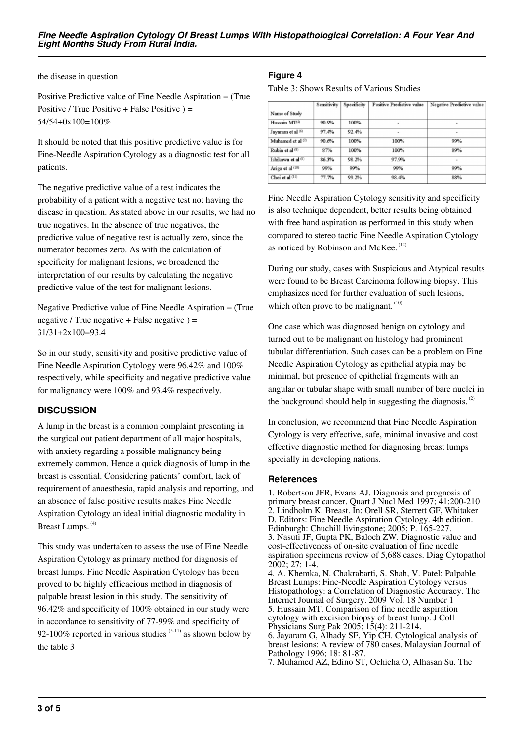the disease in question

Positive Predictive value of Fine Needle Aspiration = (True Positive / True Positive + False Positive ) = 54/54+0x100=100%

It should be noted that this positive predictive value is for Fine-Needle Aspiration Cytology as a diagnostic test for all patients.

The negative predictive value of a test indicates the probability of a patient with a negative test not having the disease in question. As stated above in our results, we had no true negatives. In the absence of true negatives, the predictive value of negative test is actually zero, since the numerator becomes zero. As with the calculation of specificity for malignant lesions, we broadened the interpretation of our results by calculating the negative predictive value of the test for malignant lesions.

Negative Predictive value of Fine Needle Aspiration = (True negative / True negative + False negative ) = 31/31+2x100=93.4

So in our study, sensitivity and positive predictive value of Fine Needle Aspiration Cytology were 96.42% and 100% respectively, while specificity and negative predictive value for malignancy were 100% and 93.4% respectively.

## DISCUSSION

A lump in the breast is a common complaint presenting in the surgical out patient department of all major hospitals, with anxiety regarding a possible malignancy being extremely common. Hence a quick diagnosis of lump in the breast is essential. Considering patients' comfort, lack of requirement of anaesthesia, rapid analysis and reporting, and an absence of false positive results makes Fine Needle Aspiration Cytology an ideal initial diagnostic modality in Breast Lumps. [4]

This study was undertaken to assess the use of Fine Needle Aspiration Cytology as primary method for diagnosis of breast lumps. Fine Needle Aspiration Cytology has been proved to be highly efficacious method in diagnosis of palpable breast lesion in this study. The sensitivity of 96.42% and specificity of 100% obtained in our study were in accordance to sensitivity of 77-99% and specificity of 92-100% reported in various studies [5-11] as shown below by the table 3

### Figure 4

Table 3: Shows Results of Various Studies

| Name of Study | Sensitivity | Specificity | Positive Predictive value | Negative Predictive value |
|---|---|---|---|---|
| Hussain MT[5] | 90.9% | 100% | - | - |
| Jayaram et al [6] | 97.4% | 92.4% | - | - |
| Muhamed et al [7] | 90.6% | 100% | 100% | 99% |
| Rubin et al [8] | 87% | 100% | 100% | 89% |
| Ishikawa et al [9] | 86.3% | 98.2% | 97.9% | - |
| Ariga et al [10] | 99% | 99% | 99% | 99% |
| Choi et al [11] | 77.7% | 99.2% | 98.4% | 88% |

Fine Needle Aspiration Cytology sensitivity and specificity is also technique dependent, better results being obtained with free hand aspiration as performed in this study when compared to stereo tactic Fine Needle Aspiration Cytology as noticed by Robinson and McKee. [12]

During our study, cases with Suspicious and Atypical results were found to be Breast Carcinoma following biopsy. This emphasizes need for further evaluation of such lesions, which often prove to be malignant. [10]

One case which was diagnosed benign on cytology and turned out to be malignant on histology had prominent tubular differentiation. Such cases can be a problem on Fine Needle Aspiration Cytology as epithelial atypia may be minimal, but presence of epithelial fragments with an angular or tubular shape with small number of bare nuclei in the background should help in suggesting the diagnosis. [2]

In conclusion, we recommend that Fine Needle Aspiration Cytology is very effective, safe, minimal invasive and cost effective diagnostic method for diagnosing breast lumps specially in developing nations.

## References

1. Robertson JFR, Evans AJ. Diagnosis and prognosis of primary breast cancer. Quart J Nucl Med 1997; 41:200-210
2. Lindholm K. Breast. In: Orell SR, Sterrett GF, Whitaker D. Editors: Fine Needle Aspiration Cytology. 4th edition. Edinburgh: Chuchill livingstone; 2005; P. 165-227.
3. Nasuti JF, Gupta PK, Baloch ZW. Diagnostic value and cost-effectiveness of on-site evaluation of fine needle aspiration specimens review of 5,688 cases. Diag Cytopathol 2002; 27: 1-4.
4. A. Khemka, N. Chakrabarti, S. Shah, V. Patel: Palpable Breast Lumps: Fine-Needle Aspiration Cytology versus Histopathology: a Correlation of Diagnostic Accuracy. The Internet Journal of Surgery. 2009 Vol. 18 Number 1
5. Hussain MT. Comparison of fine needle aspiration cytology with excision biopsy of breast lump. J Coll Physicians Surg Pak 2005; 15(4): 211-214.
6. Jayaram G, Alhady SF, Yip CH. Cytological analysis of breast lesions: A review of 780 cases. Malaysian Journal of Pathology 1996; 18: 81-87.
7. Muhamed AZ, Edino ST, Ochicha O, Alhasan Su. The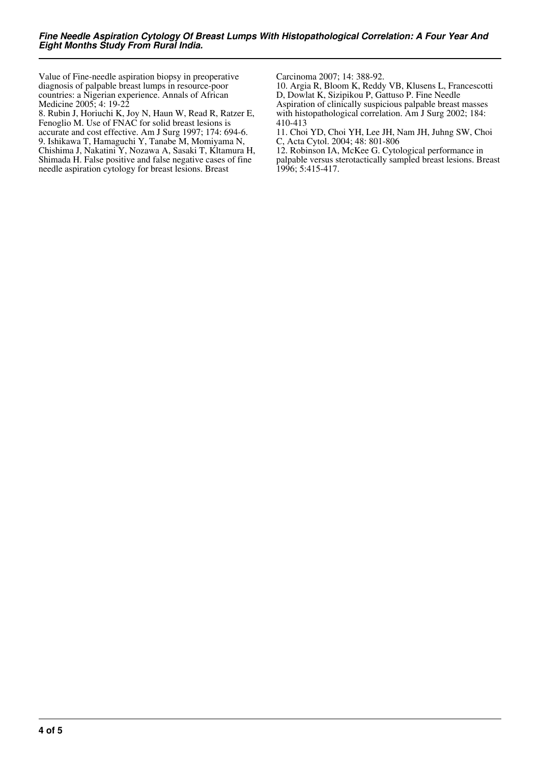Value of Fine-needle aspiration biopsy in preoperative diagnosis of palpable breast lumps in resource-poor countries: a Nigerian experience. Annals of African Medicine 2005; 4: 19-22

8. Rubin J, Horiuchi K, Joy N, Haun W, Read R, Ratzer E, Fenoglio M. Use of FNAC for solid breast lesions is accurate and cost effective. Am J Surg 1997; 174: 694-6.

9. Ishikawa T, Hamaguchi Y, Tanabe M, Momiyama N, Chishima J, Nakatini Y, Nozawa A, Sasaki T, Kltamura H, Shimada H. False positive and false negative cases of fine needle aspiration cytology for breast lesions. Breast Carcinoma 2007; 14: 388-92.

10. Argia R, Bloom K, Reddy VB, Klusens L, Francescotti D, Dowlat K, Sizipikou P, Gattuso P. Fine Needle Aspiration of clinically suspicious palpable breast masses with histopathological correlation. Am J Surg 2002; 184: 410-413

11. Choi YD, Choi YH, Lee JH, Nam JH, Juhng SW, Choi C, Acta Cytol. 2004; 48: 801-806

12. Robinson IA, McKee G. Cytological performance in palpable versus sterotactically sampled breast lesions. Breast 1996; 5:415-417.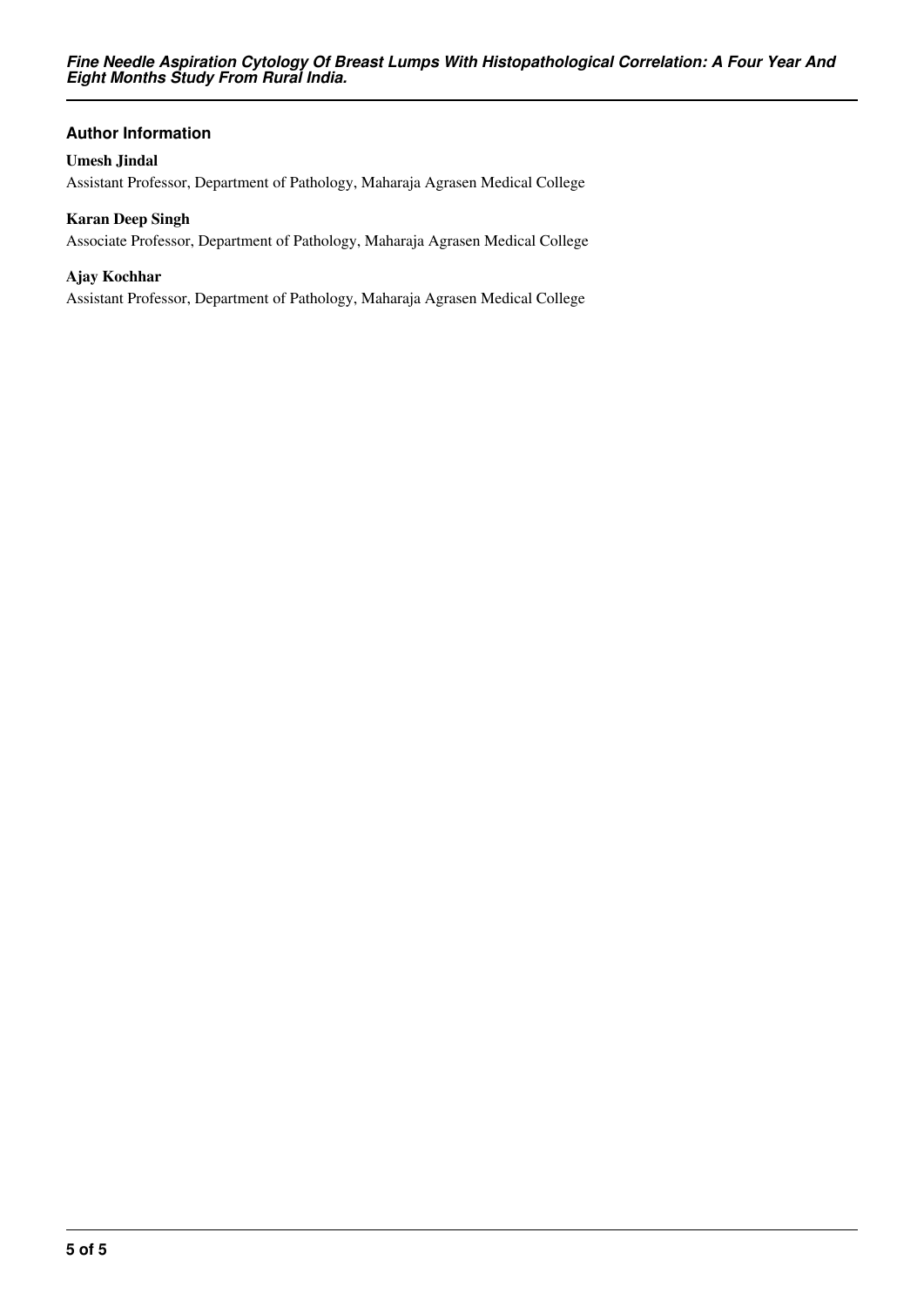## Author Information

**Umesh Jindal**

Assistant Professor, Department of Pathology, Maharaja Agrasen Medical College

**Karan Deep Singh**

Associate Professor, Department of Pathology, Maharaja Agrasen Medical College

**Ajay Kochhar**

Assistant Professor, Department of Pathology, Maharaja Agrasen Medical College